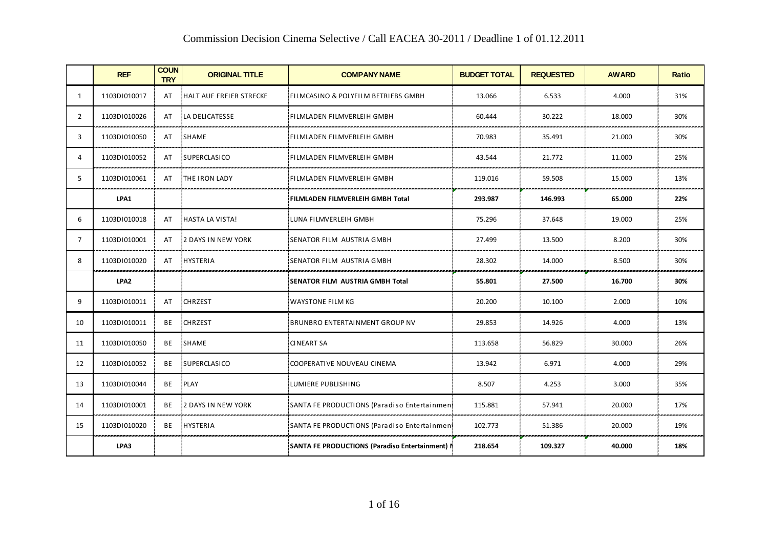# Commission Decision Cinema Selective / Call EACEA 30-2011 / Deadline 1 of 01.12.2011

| | REF | COUNTRY | ORIGINAL TITLE | COMPANY NAME | BUDGET TOTAL | REQUESTED | AWARD | Ratio |
|---|---|---|---|---|---|---|---|---|
| 1 | 1103DI010017 | AT | HALT AUF FREIER STRECKE | FILMCASINO & POLYFILM BETRIEBS GMBH | 13.066 | 6.533 | 4.000 | 31% |
| 2 | 1103DI010026 | AT | LA DELICATESSE | FILMLADEN FILMVERLEIH GMBH | 60.444 | 30.222 | 18.000 | 30% |
| 3 | 1103DI010050 | AT | SHAME | FILMLADEN FILMVERLEIH GMBH | 70.983 | 35.491 | 21.000 | 30% |
| 4 | 1103DI010052 | AT | SUPERCLASICO | FILMLADEN FILMVERLEIH GMBH | 43.544 | 21.772 | 11.000 | 25% |
| 5 | 1103DI010061 | AT | THE IRON LADY | FILMLADEN FILMVERLEIH GMBH | 119.016 | 59.508 | 15.000 | 13% |
| | **LPA1** | | | **FILMLADEN FILMVERLEIH GMBH Total** | **293.987** | **146.993** | **65.000** | **22%** |
| 6 | 1103DI010018 | AT | HASTA LA VISTA! | LUNA FILMVERLEIH GMBH | 75.296 | 37.648 | 19.000 | 25% |
| 7 | 1103DI010001 | AT | 2 DAYS IN NEW YORK | SENATOR FILM AUSTRIA GMBH | 27.499 | 13.500 | 8.200 | 30% |
| 8 | 1103DI010020 | AT | HYSTERIA | SENATOR FILM AUSTRIA GMBH | 28.302 | 14.000 | 8.500 | 30% |
| | **LPA2** | | | **SENATOR FILM AUSTRIA GMBH Total** | **55.801** | **27.500** | **16.700** | **30%** |
| 9 | 1103DI010011 | AT | CHRZEST | WAYSTONE FILM KG | 20.200 | 10.100 | 2.000 | 10% |
| 10 | 1103DI010011 | BE | CHRZEST | BRUNBRO ENTERTAINMENT GROUP NV | 29.853 | 14.926 | 4.000 | 13% |
| 11 | 1103DI010050 | BE | SHAME | CINEART SA | 113.658 | 56.829 | 30.000 | 26% |
| 12 | 1103DI010052 | BE | SUPERCLASICO | COOPERATIVE NOUVEAU CINEMA | 13.942 | 6.971 | 4.000 | 29% |
| 13 | 1103DI010044 | BE | PLAY | LUMIERE PUBLISHING | 8.507 | 4.253 | 3.000 | 35% |
| 14 | 1103DI010001 | BE | 2 DAYS IN NEW YORK | SANTA FE PRODUCTIONS (Paradiso Entertainment | 115.881 | 57.941 | 20.000 | 17% |
| 15 | 1103DI010020 | BE | HYSTERIA | SANTA FE PRODUCTIONS (Paradiso Entertainment | 102.773 | 51.386 | 20.000 | 19% |
| | **LPA3** | | | **SANTA FE PRODUCTIONS (Paradiso Entertainment) N** | **218.654** | **109.327** | **40.000** | **18%** |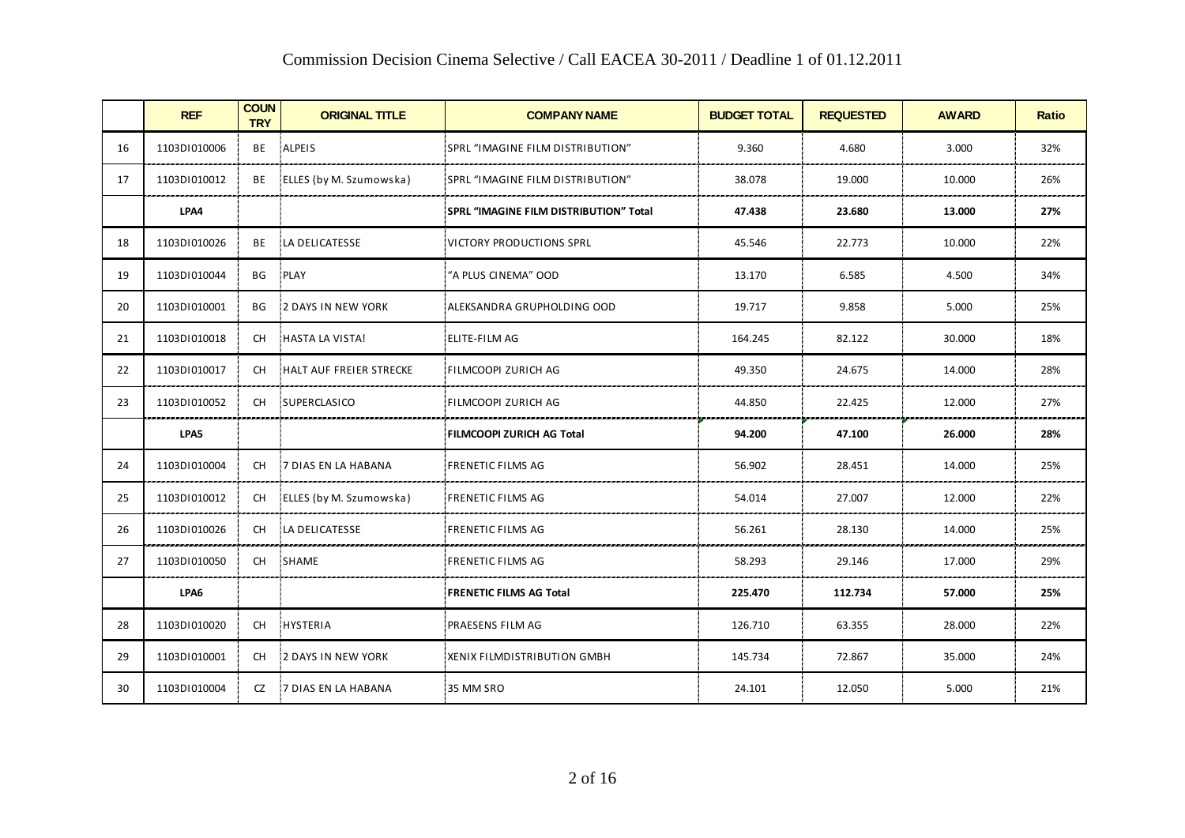# Commission Decision Cinema Selective / Call EACEA 30-2011 / Deadline 1 of 01.12.2011

| | REF | COUNTRY | ORIGINAL TITLE | COMPANY NAME | BUDGET TOTAL | REQUESTED | AWARD | Ratio |
|---|---|---|---|---|---|---|---|---|
| 16 | 1103DI010006 | BE | ALPEIS | SPRL "IMAGINE FILM DISTRIBUTION" | 9.360 | 4.680 | 3.000 | 32% |
| 17 | 1103DI010012 | BE | ELLES (by M. Szumowska) | SPRL "IMAGINE FILM DISTRIBUTION" | 38.078 | 19.000 | 10.000 | 26% |
| | **LPA4** | | | **SPRL "IMAGINE FILM DISTRIBUTION" Total** | **47.438** | **23.680** | **13.000** | **27%** |
| 18 | 1103DI010026 | BE | LA DELICATESSE | VICTORY PRODUCTIONS SPRL | 45.546 | 22.773 | 10.000 | 22% |
| 19 | 1103DI010044 | BG | PLAY | "A PLUS CINEMA" OOD | 13.170 | 6.585 | 4.500 | 34% |
| 20 | 1103DI010001 | BG | 2 DAYS IN NEW YORK | ALEKSANDRA GRUPHOLDING OOD | 19.717 | 9.858 | 5.000 | 25% |
| 21 | 1103DI010018 | CH | HASTA LA VISTA! | ELITE-FILM AG | 164.245 | 82.122 | 30.000 | 18% |
| 22 | 1103DI010017 | CH | HALT AUF FREIER STRECKE | FILMCOOPI ZURICH AG | 49.350 | 24.675 | 14.000 | 28% |
| 23 | 1103DI010052 | CH | SUPERCLASICO | FILMCOOPI ZURICH AG | 44.850 | 22.425 | 12.000 | 27% |
| | **LPA5** | | | **FILMCOOPI ZURICH AG Total** | **94.200** | **47.100** | **26.000** | **28%** |
| 24 | 1103DI010004 | CH | 7 DIAS EN LA HABANA | FRENETIC FILMS AG | 56.902 | 28.451 | 14.000 | 25% |
| 25 | 1103DI010012 | CH | ELLES (by M. Szumowska) | FRENETIC FILMS AG | 54.014 | 27.007 | 12.000 | 22% |
| 26 | 1103DI010026 | CH | LA DELICATESSE | FRENETIC FILMS AG | 56.261 | 28.130 | 14.000 | 25% |
| 27 | 1103DI010050 | CH | SHAME | FRENETIC FILMS AG | 58.293 | 29.146 | 17.000 | 29% |
| | **LPA6** | | | **FRENETIC FILMS AG Total** | **225.470** | **112.734** | **57.000** | **25%** |
| 28 | 1103DI010020 | CH | HYSTERIA | PRAESENS FILM AG | 126.710 | 63.355 | 28.000 | 22% |
| 29 | 1103DI010001 | CH | 2 DAYS IN NEW YORK | XENIX FILMDISTRIBUTION GMBH | 145.734 | 72.867 | 35.000 | 24% |
| 30 | 1103DI010004 | CZ | 7 DIAS EN LA HABANA | 35 MM SRO | 24.101 | 12.050 | 5.000 | 21% |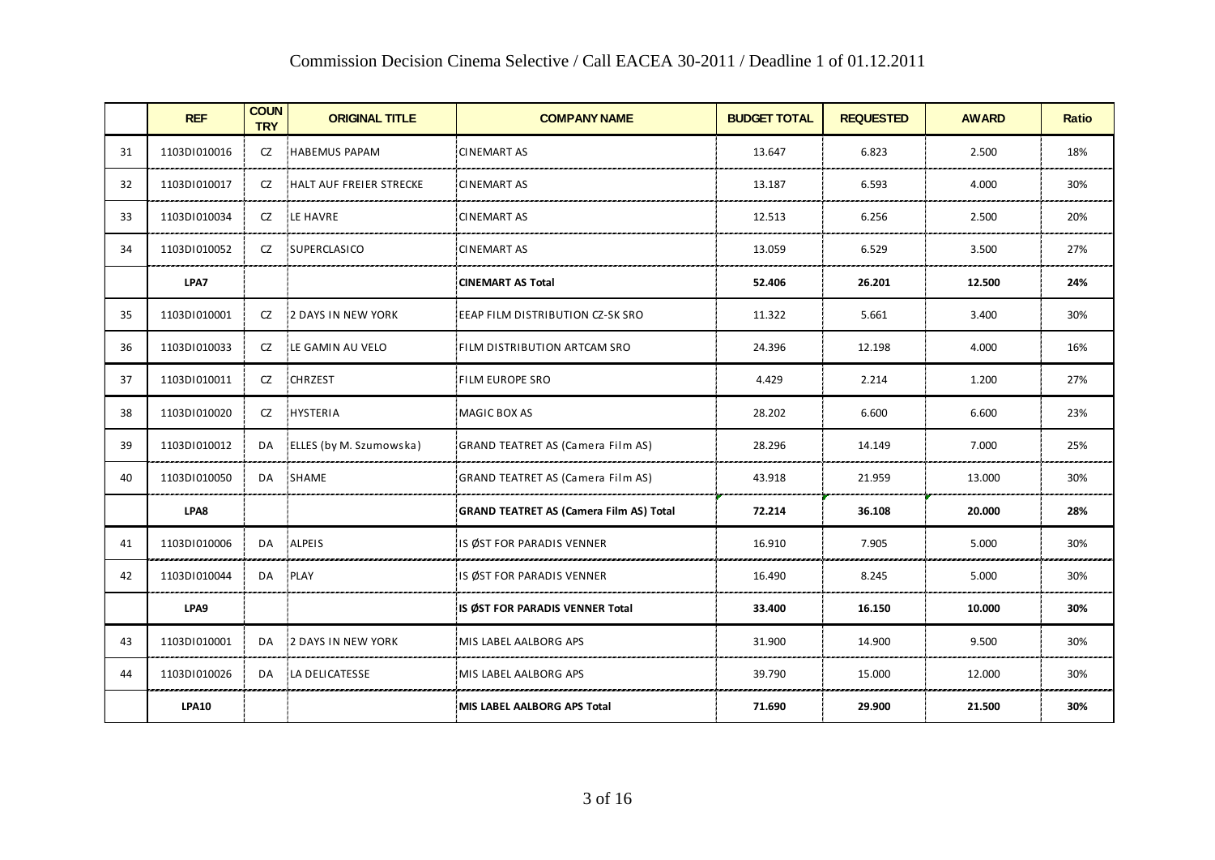# Commission Decision Cinema Selective / Call EACEA 30-2011 / Deadline 1 of 01.12.2011

| | REF | COUNTRY | ORIGINAL TITLE | COMPANY NAME | BUDGET TOTAL | REQUESTED | AWARD | Ratio |
|---|---|---|---|---|---|---|---|---|
| 31 | 1103DI010016 | CZ | HABEMUS PAPAM | CINEMART AS | 13.647 | 6.823 | 2.500 | 18% |
| 32 | 1103DI010017 | CZ | HALT AUF FREIER STRECKE | CINEMART AS | 13.187 | 6.593 | 4.000 | 30% |
| 33 | 1103DI010034 | CZ | LE HAVRE | CINEMART AS | 12.513 | 6.256 | 2.500 | 20% |
| 34 | 1103DI010052 | CZ | SUPERCLASICO | CINEMART AS | 13.059 | 6.529 | 3.500 | 27% |
| | **LPA7** | | | **CINEMART AS Total** | **52.406** | **26.201** | **12.500** | **24%** |
| 35 | 1103DI010001 | CZ | 2 DAYS IN NEW YORK | EEAP FILM DISTRIBUTION CZ-SK SRO | 11.322 | 5.661 | 3.400 | 30% |
| 36 | 1103DI010033 | CZ | LE GAMIN AU VELO | FILM DISTRIBUTION ARTCAM SRO | 24.396 | 12.198 | 4.000 | 16% |
| 37 | 1103DI010011 | CZ | CHRZEST | FILM EUROPE SRO | 4.429 | 2.214 | 1.200 | 27% |
| 38 | 1103DI010020 | CZ | HYSTERIA | MAGIC BOX AS | 28.202 | 6.600 | 6.600 | 23% |
| 39 | 1103DI010012 | DA | ELLES (by M. Szumowska) | GRAND TEATRET AS (Camera Film AS) | 28.296 | 14.149 | 7.000 | 25% |
| 40 | 1103DI010050 | DA | SHAME | GRAND TEATRET AS (Camera Film AS) | 43.918 | 21.959 | 13.000 | 30% |
| | **LPA8** | | | **GRAND TEATRET AS (Camera Film AS) Total** | **72.214** | **36.108** | **20.000** | **28%** |
| 41 | 1103DI010006 | DA | ALPEIS | IS ØST FOR PARADIS VENNER | 16.910 | 7.905 | 5.000 | 30% |
| 42 | 1103DI010044 | DA | PLAY | IS ØST FOR PARADIS VENNER | 16.490 | 8.245 | 5.000 | 30% |
| | **LPA9** | | | **IS ØST FOR PARADIS VENNER Total** | **33.400** | **16.150** | **10.000** | **30%** |
| 43 | 1103DI010001 | DA | 2 DAYS IN NEW YORK | MIS LABEL AALBORG APS | 31.900 | 14.900 | 9.500 | 30% |
| 44 | 1103DI010026 | DA | LA DELICATESSE | MIS LABEL AALBORG APS | 39.790 | 15.000 | 12.000 | 30% |
| | **LPA10** | | | **MIS LABEL AALBORG APS Total** | **71.690** | **29.900** | **21.500** | **30%** |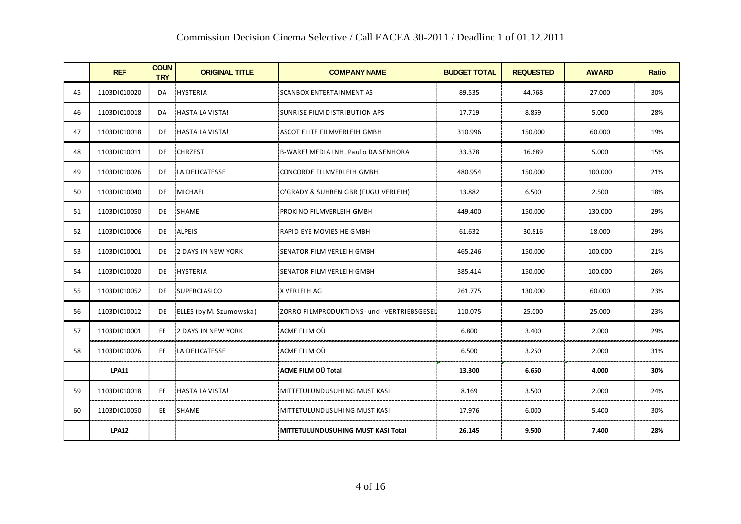# Commission Decision Cinema Selective / Call EACEA 30-2011 / Deadline 1 of 01.12.2011

| | REF | COUNTRY | ORIGINAL TITLE | COMPANY NAME | BUDGET TOTAL | REQUESTED | AWARD | Ratio |
|---|---|---|---|---|---|---|---|---|
| 45 | 1103DI010020 | DA | HYSTERIA | SCANBOX ENTERTAINMENT AS | 89.535 | 44.768 | 27.000 | 30% |
| 46 | 1103DI010018 | DA | HASTA LA VISTA! | SUNRISE FILM DISTRIBUTION APS | 17.719 | 8.859 | 5.000 | 28% |
| 47 | 1103DI010018 | DE | HASTA LA VISTA! | ASCOT ELITE FILMVERLEIH GMBH | 310.996 | 150.000 | 60.000 | 19% |
| 48 | 1103DI010011 | DE | CHRZEST | B-WARE! MEDIA INH. Paulo DA SENHORA | 33.378 | 16.689 | 5.000 | 15% |
| 49 | 1103DI010026 | DE | LA DELICATESSE | CONCORDE FILMVERLEIH GMBH | 480.954 | 150.000 | 100.000 | 21% |
| 50 | 1103DI010040 | DE | MICHAEL | O'GRADY & SUHREN GBR (FUGU VERLEIH) | 13.882 | 6.500 | 2.500 | 18% |
| 51 | 1103DI010050 | DE | SHAME | PROKINO FILMVERLEIH GMBH | 449.400 | 150.000 | 130.000 | 29% |
| 52 | 1103DI010006 | DE | ALPEIS | RAPID EYE MOVIES HE GMBH | 61.632 | 30.816 | 18.000 | 29% |
| 53 | 1103DI010001 | DE | 2 DAYS IN NEW YORK | SENATOR FILM VERLEIH GMBH | 465.246 | 150.000 | 100.000 | 21% |
| 54 | 1103DI010020 | DE | HYSTERIA | SENATOR FILM VERLEIH GMBH | 385.414 | 150.000 | 100.000 | 26% |
| 55 | 1103DI010052 | DE | SUPERCLASICO | X VERLEIH AG | 261.775 | 130.000 | 60.000 | 23% |
| 56 | 1103DI010012 | DE | ELLES (by M. Szumowska) | ZORRO FILMPRODUKTIONS- und -VERTRIEBSGESEL | 110.075 | 25.000 | 25.000 | 23% |
| 57 | 1103DI010001 | EE | 2 DAYS IN NEW YORK | ACME FILM OÜ | 6.800 | 3.400 | 2.000 | 29% |
| 58 | 1103DI010026 | EE | LA DELICATESSE | ACME FILM OÜ | 6.500 | 3.250 | 2.000 | 31% |
| | **LPA11** | | | **ACME FILM OÜ Total** | **13.300** | **6.650** | **4.000** | **30%** |
| 59 | 1103DI010018 | EE | HASTA LA VISTA! | MITTETULUNDUSUHING MUST KASI | 8.169 | 3.500 | 2.000 | 24% |
| 60 | 1103DI010050 | EE | SHAME | MITTETULUNDUSUHING MUST KASI | 17.976 | 6.000 | 5.400 | 30% |
| | **LPA12** | | | **MITTETULUNDUSUHING MUST KASI Total** | **26.145** | **9.500** | **7.400** | **28%** |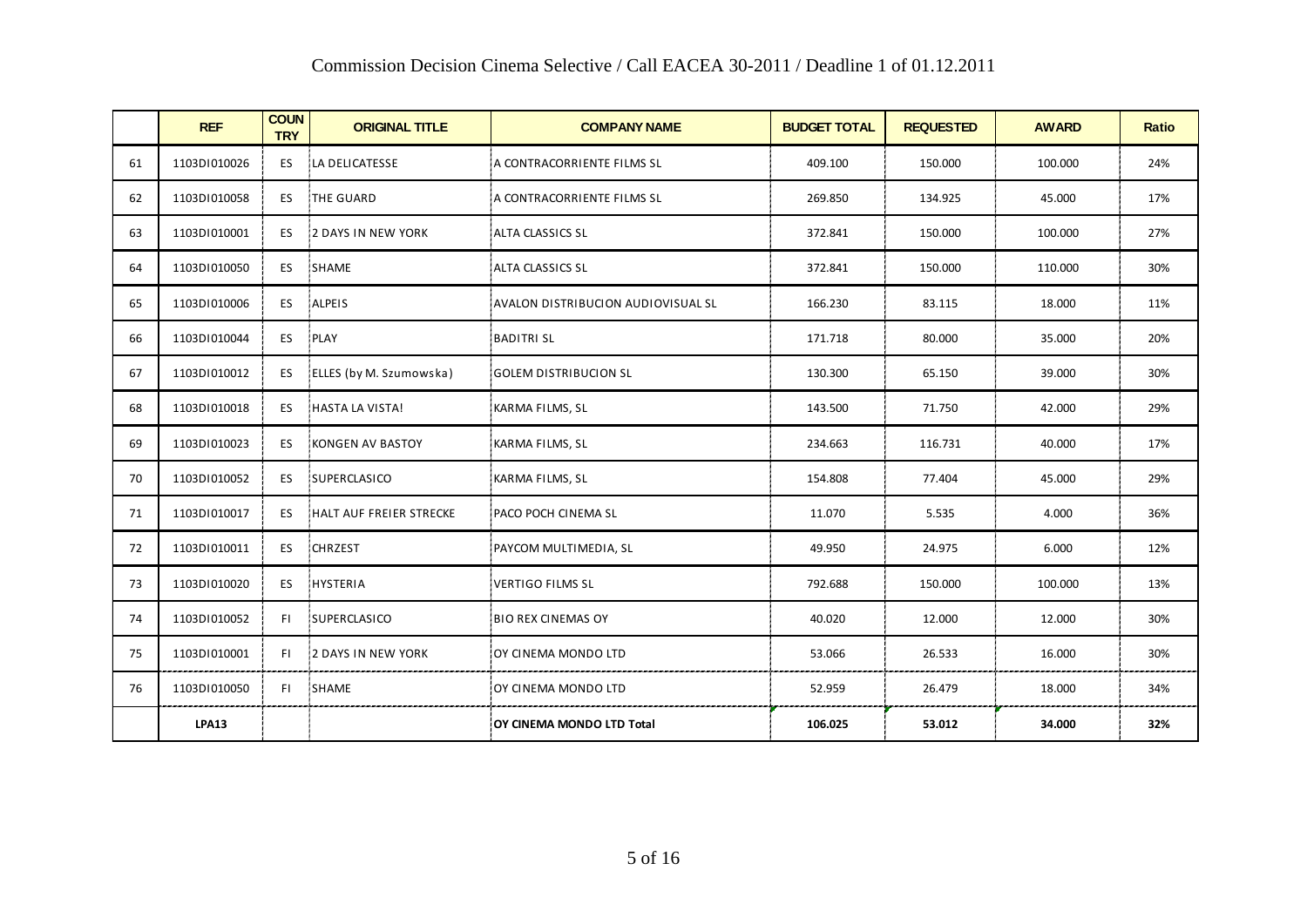# Commission Decision Cinema Selective / Call EACEA 30-2011 / Deadline 1 of 01.12.2011

| | REF | COUNTRY | ORIGINAL TITLE | COMPANY NAME | BUDGET TOTAL | REQUESTED | AWARD | Ratio |
|---|---|---|---|---|---|---|---|---|
| 61 | 1103DI010026 | ES | LA DELICATESSE | A CONTRACORRIENTE FILMS SL | 409.100 | 150.000 | 100.000 | 24% |
| 62 | 1103DI010058 | ES | THE GUARD | A CONTRACORRIENTE FILMS SL | 269.850 | 134.925 | 45.000 | 17% |
| 63 | 1103DI010001 | ES | 2 DAYS IN NEW YORK | ALTA CLASSICS SL | 372.841 | 150.000 | 100.000 | 27% |
| 64 | 1103DI010050 | ES | SHAME | ALTA CLASSICS SL | 372.841 | 150.000 | 110.000 | 30% |
| 65 | 1103DI010006 | ES | ALPEIS | AVALON DISTRIBUCION AUDIOVISUAL SL | 166.230 | 83.115 | 18.000 | 11% |
| 66 | 1103DI010044 | ES | PLAY | BADITRI SL | 171.718 | 80.000 | 35.000 | 20% |
| 67 | 1103DI010012 | ES | ELLES (by M. Szumowska) | GOLEM DISTRIBUCION SL | 130.300 | 65.150 | 39.000 | 30% |
| 68 | 1103DI010018 | ES | HASTA LA VISTA! | KARMA FILMS, SL | 143.500 | 71.750 | 42.000 | 29% |
| 69 | 1103DI010023 | ES | KONGEN AV BASTOY | KARMA FILMS, SL | 234.663 | 116.731 | 40.000 | 17% |
| 70 | 1103DI010052 | ES | SUPERCLASICO | KARMA FILMS, SL | 154.808 | 77.404 | 45.000 | 29% |
| 71 | 1103DI010017 | ES | HALT AUF FREIER STRECKE | PACO POCH CINEMA SL | 11.070 | 5.535 | 4.000 | 36% |
| 72 | 1103DI010011 | ES | CHRZEST | PAYCOM MULTIMEDIA, SL | 49.950 | 24.975 | 6.000 | 12% |
| 73 | 1103DI010020 | ES | HYSTERIA | VERTIGO FILMS SL | 792.688 | 150.000 | 100.000 | 13% |
| 74 | 1103DI010052 | FI | SUPERCLASICO | BIO REX CINEMAS OY | 40.020 | 12.000 | 12.000 | 30% |
| 75 | 1103DI010001 | FI | 2 DAYS IN NEW YORK | OY CINEMA MONDO LTD | 53.066 | 26.533 | 16.000 | 30% |
| 76 | 1103DI010050 | FI | SHAME | OY CINEMA MONDO LTD | 52.959 | 26.479 | 18.000 | 34% |
| | **LPA13** | | | **OY CINEMA MONDO LTD Total** | **106.025** | **53.012** | **34.000** | **32%** |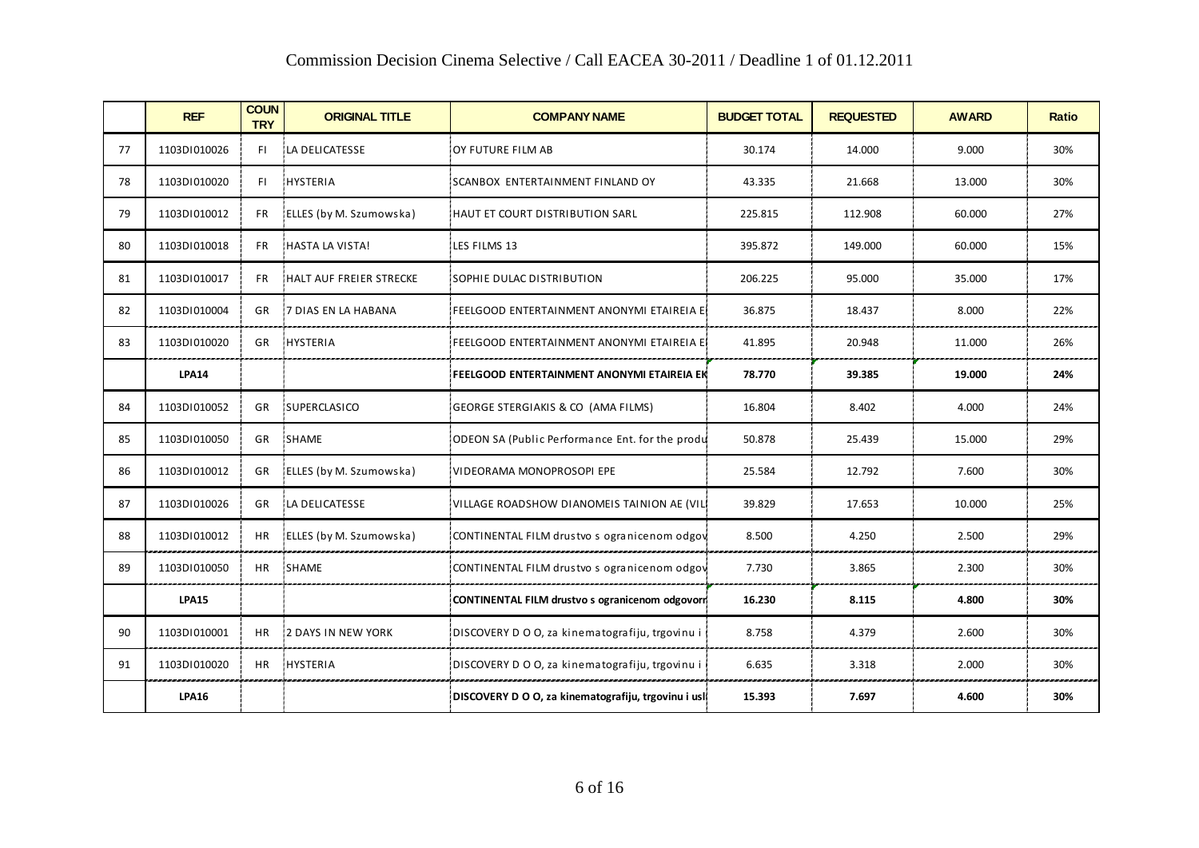Commission Decision Cinema Selective / Call EACEA 30-2011 / Deadline 1 of 01.12.2011

| | REF | COUNTRY | ORIGINAL TITLE | COMPANY NAME | BUDGET TOTAL | REQUESTED | AWARD | Ratio |
|---|---|---|---|---|---|---|---|---|
| 77 | 1103DI010026 | FI | LA DELICATESSE | OY FUTURE FILM AB | 30.174 | 14.000 | 9.000 | 30% |
| 78 | 1103DI010020 | FI | HYSTERIA | SCANBOX ENTERTAINMENT FINLAND OY | 43.335 | 21.668 | 13.000 | 30% |
| 79 | 1103DI010012 | FR | ELLES (by M. Szumowska) | HAUT ET COURT DISTRIBUTION SARL | 225.815 | 112.908 | 60.000 | 27% |
| 80 | 1103DI010018 | FR | HASTA LA VISTA! | LES FILMS 13 | 395.872 | 149.000 | 60.000 | 15% |
| 81 | 1103DI010017 | FR | HALT AUF FREIER STRECKE | SOPHIE DULAC DISTRIBUTION | 206.225 | 95.000 | 35.000 | 17% |
| 82 | 1103DI010004 | GR | 7 DIAS EN LA HABANA | FEELGOOD ENTERTAINMENT ANONYMI ETAIREIA E | 36.875 | 18.437 | 8.000 | 22% |
| 83 | 1103DI010020 | GR | HYSTERIA | FEELGOOD ENTERTAINMENT ANONYMI ETAIREIA E | 41.895 | 20.948 | 11.000 | 26% |
| | **LPA14** | | | **FEELGOOD ENTERTAINMENT ANONYMI ETAIREIA EK** | **78.770** | **39.385** | **19.000** | **24%** |
| 84 | 1103DI010052 | GR | SUPERCLASICO | GEORGE STERGIAKIS & CO (AMA FILMS) | 16.804 | 8.402 | 4.000 | 24% |
| 85 | 1103DI010050 | GR | SHAME | ODEON SA (Public Performance Ent. for the produ | 50.878 | 25.439 | 15.000 | 29% |
| 86 | 1103DI010012 | GR | ELLES (by M. Szumowska) | VIDEORAMA MONOPROSOPI EPE | 25.584 | 12.792 | 7.600 | 30% |
| 87 | 1103DI010026 | GR | LA DELICATESSE | VILLAGE ROADSHOW DIANOMEIS TAINION AE (VIL | 39.829 | 17.653 | 10.000 | 25% |
| 88 | 1103DI010012 | HR | ELLES (by M. Szumowska) | CONTINENTAL FILM drustvo s ogranicenom odgov | 8.500 | 4.250 | 2.500 | 29% |
| 89 | 1103DI010050 | HR | SHAME | CONTINENTAL FILM drustvo s ogranicenom odgov | 7.730 | 3.865 | 2.300 | 30% |
| | **LPA15** | | | **CONTINENTAL FILM drustvo s ogranicenom odgovorn** | **16.230** | **8.115** | **4.800** | **30%** |
| 90 | 1103DI010001 | HR | 2 DAYS IN NEW YORK | DISCOVERY D O O, za kinematografiju, trgovinu i | 8.758 | 4.379 | 2.600 | 30% |
| 91 | 1103DI010020 | HR | HYSTERIA | DISCOVERY D O O, za kinematografiju, trgovinu i | 6.635 | 3.318 | 2.000 | 30% |
| | **LPA16** | | | **DISCOVERY D O O, za kinematografiju, trgovinu i usl** | **15.393** | **7.697** | **4.600** | **30%** |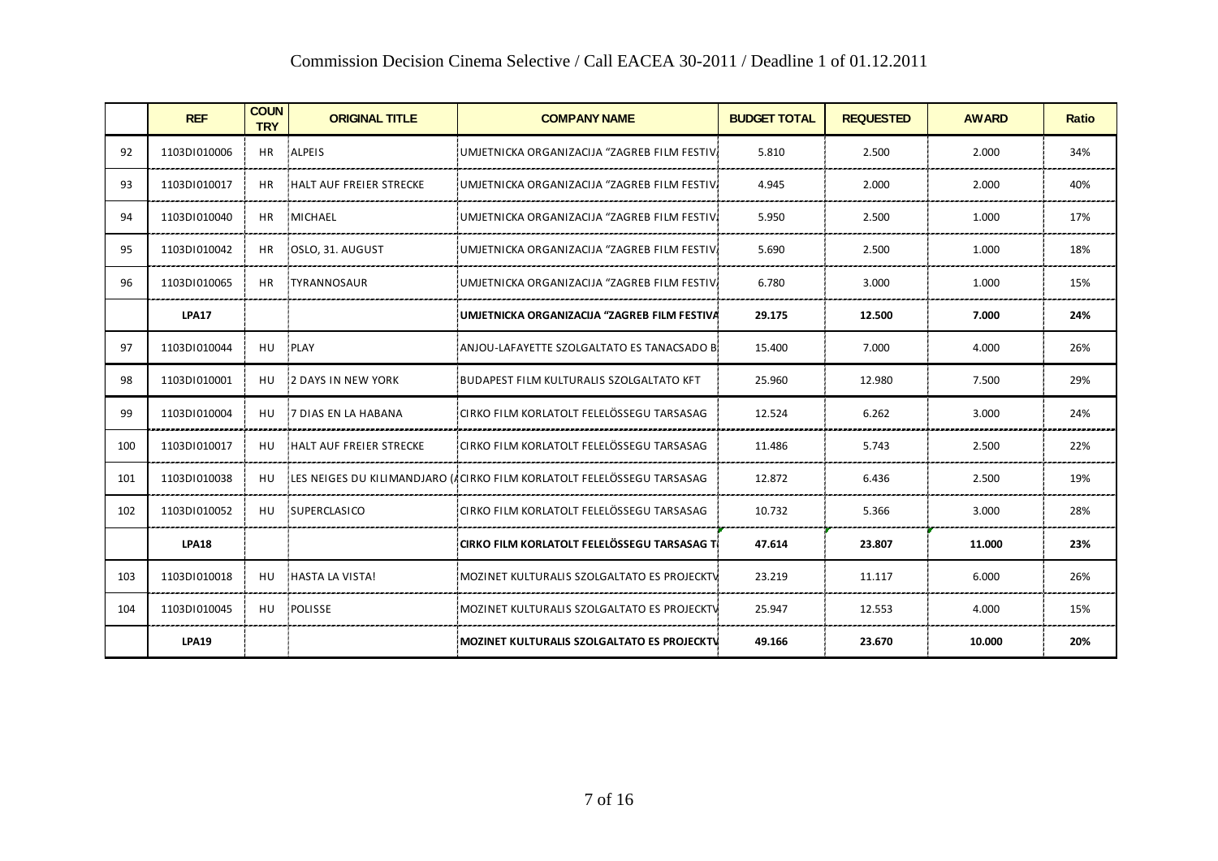# Commission Decision Cinema Selective / Call EACEA 30-2011 / Deadline 1 of 01.12.2011

| | REF | COUNTRY | ORIGINAL TITLE | COMPANY NAME | BUDGET TOTAL | REQUESTED | AWARD | Ratio |
|---|---|---|---|---|---|---|---|---|
| 92 | 1103DI010006 | HR | ALPEIS | UMJETNICKA ORGANIZACIJA "ZAGREB FILM FESTIV | 5.810 | 2.500 | 2.000 | 34% |
| 93 | 1103DI010017 | HR | HALT AUF FREIER STRECKE | UMJETNICKA ORGANIZACIJA "ZAGREB FILM FESTIV | 4.945 | 2.000 | 2.000 | 40% |
| 94 | 1103DI010040 | HR | MICHAEL | UMJETNICKA ORGANIZACIJA "ZAGREB FILM FESTIV | 5.950 | 2.500 | 1.000 | 17% |
| 95 | 1103DI010042 | HR | OSLO, 31. AUGUST | UMJETNICKA ORGANIZACIJA "ZAGREB FILM FESTIV | 5.690 | 2.500 | 1.000 | 18% |
| 96 | 1103DI010065 | HR | TYRANNOSAUR | UMJETNICKA ORGANIZACIJA "ZAGREB FILM FESTIV | 6.780 | 3.000 | 1.000 | 15% |
| | **LPA17** | | | **UMJETNICKA ORGANIZACIJA "ZAGREB FILM FESTIVA** | **29.175** | **12.500** | **7.000** | **24%** |
| 97 | 1103DI010044 | HU | PLAY | ANJOU-LAFAYETTE SZOLGALTATO ES TANACSADO B | 15.400 | 7.000 | 4.000 | 26% |
| 98 | 1103DI010001 | HU | 2 DAYS IN NEW YORK | BUDAPEST FILM KULTURALIS SZOLGALTATO KFT | 25.960 | 12.980 | 7.500 | 29% |
| 99 | 1103DI010004 | HU | 7 DIAS EN LA HABANA | CIRKO FILM KORLATOLT FELELÖSSEGU TARSASAG | 12.524 | 6.262 | 3.000 | 24% |
| 100 | 1103DI010017 | HU | HALT AUF FREIER STRECKE | CIRKO FILM KORLATOLT FELELÖSSEGU TARSASAG | 11.486 | 5.743 | 2.500 | 22% |
| 101 | 1103DI010038 | HU | LES NEIGES DU KILIMANDJARO (A | CIRKO FILM KORLATOLT FELELÖSSEGU TARSASAG | 12.872 | 6.436 | 2.500 | 19% |
| 102 | 1103DI010052 | HU | SUPERCLASICO | CIRKO FILM KORLATOLT FELELÖSSEGU TARSASAG | 10.732 | 5.366 | 3.000 | 28% |
| | **LPA18** | | | **CIRKO FILM KORLATOLT FELELÖSSEGU TARSASAG T** | **47.614** | **23.807** | **11.000** | **23%** |
| 103 | 1103DI010018 | HU | HASTA LA VISTA! | MOZINET KULTURALIS SZOLGALTATO ES PROJECKTV | 23.219 | 11.117 | 6.000 | 26% |
| 104 | 1103DI010045 | HU | POLISSE | MOZINET KULTURALIS SZOLGALTATO ES PROJECKTV | 25.947 | 12.553 | 4.000 | 15% |
| | **LPA19** | | | **MOZINET KULTURALIS SZOLGALTATO ES PROJECKTV** | **49.166** | **23.670** | **10.000** | **20%** |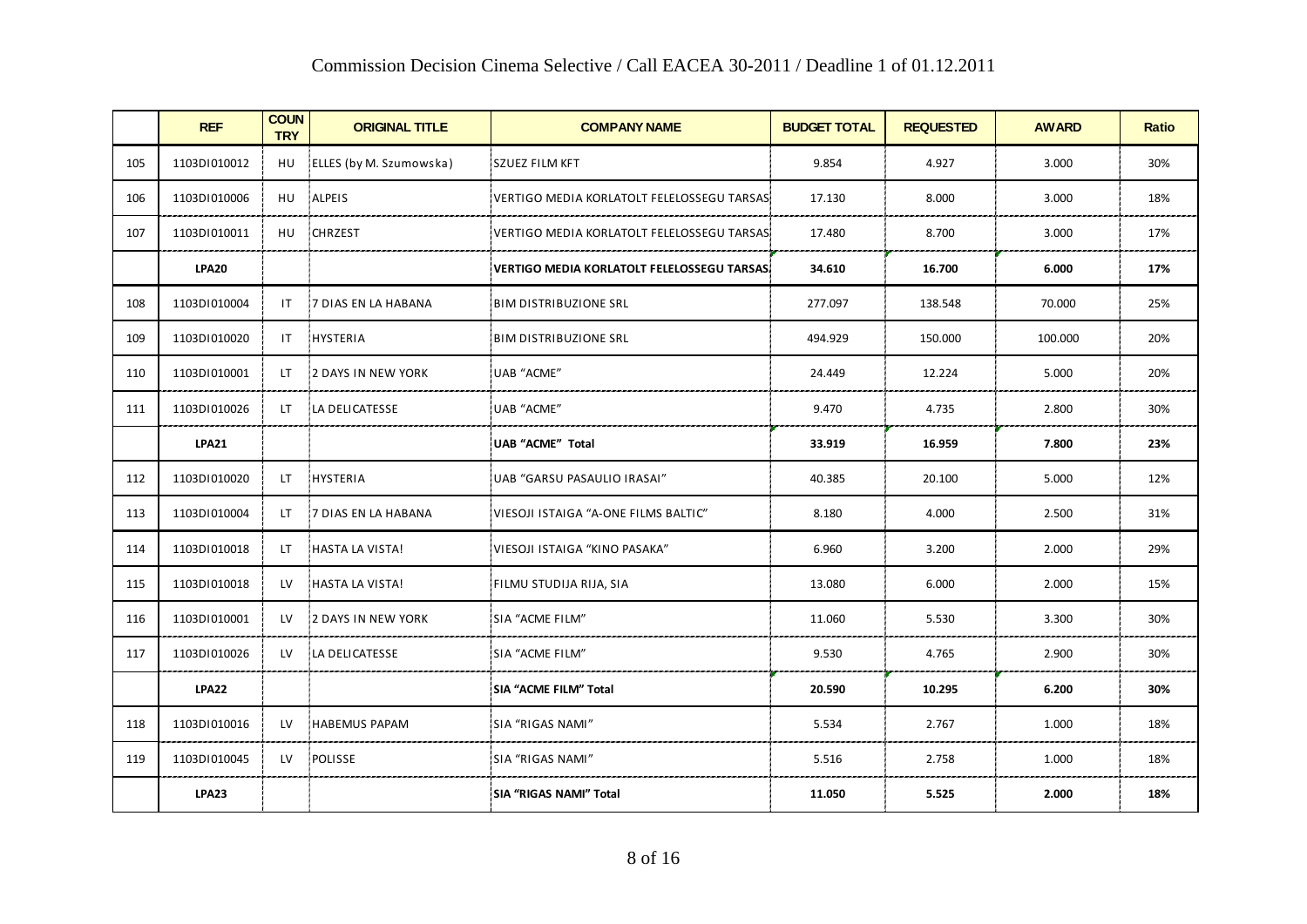# Commission Decision Cinema Selective / Call EACEA 30-2011 / Deadline 1 of 01.12.2011

| | REF | COUNTRY | ORIGINAL TITLE | COMPANY NAME | BUDGET TOTAL | REQUESTED | AWARD | Ratio |
|---|---|---|---|---|---|---|---|---|
| 105 | 1103DI010012 | HU | ELLES (by M. Szumowska) | SZUEZ FILM KFT | 9.854 | 4.927 | 3.000 | 30% |
| 106 | 1103DI010006 | HU | ALPEIS | VERTIGO MEDIA KORLATOLT FELELOSSEGU TARSAS | 17.130 | 8.000 | 3.000 | 18% |
| 107 | 1103DI010011 | HU | CHRZEST | VERTIGO MEDIA KORLATOLT FELELOSSEGU TARSAS | 17.480 | 8.700 | 3.000 | 17% |
| | **LPA20** | | | **VERTIGO MEDIA KORLATOLT FELELOSSEGU TARSAS** | **34.610** | **16.700** | **6.000** | **17%** |
| 108 | 1103DI010004 | IT | 7 DIAS EN LA HABANA | BIM DISTRIBUZIONE SRL | 277.097 | 138.548 | 70.000 | 25% |
| 109 | 1103DI010020 | IT | HYSTERIA | BIM DISTRIBUZIONE SRL | 494.929 | 150.000 | 100.000 | 20% |
| 110 | 1103DI010001 | LT | 2 DAYS IN NEW YORK | UAB "ACME" | 24.449 | 12.224 | 5.000 | 20% |
| 111 | 1103DI010026 | LT | LA DELICATESSE | UAB "ACME" | 9.470 | 4.735 | 2.800 | 30% |
| | **LPA21** | | | **UAB "ACME" Total** | **33.919** | **16.959** | **7.800** | **23%** |
| 112 | 1103DI010020 | LT | HYSTERIA | UAB "GARSU PASAULIO IRASAI" | 40.385 | 20.100 | 5.000 | 12% |
| 113 | 1103DI010004 | LT | 7 DIAS EN LA HABANA | VIESOJI ISTAIGA "A-ONE FILMS BALTIC" | 8.180 | 4.000 | 2.500 | 31% |
| 114 | 1103DI010018 | LT | HASTA LA VISTA! | VIESOJI ISTAIGA "KINO PASAKA" | 6.960 | 3.200 | 2.000 | 29% |
| 115 | 1103DI010018 | LV | HASTA LA VISTA! | FILMU STUDIJA RIJA, SIA | 13.080 | 6.000 | 2.000 | 15% |
| 116 | 1103DI010001 | LV | 2 DAYS IN NEW YORK | SIA "ACME FILM" | 11.060 | 5.530 | 3.300 | 30% |
| 117 | 1103DI010026 | LV | LA DELICATESSE | SIA "ACME FILM" | 9.530 | 4.765 | 2.900 | 30% |
| | **LPA22** | | | **SIA "ACME FILM" Total** | **20.590** | **10.295** | **6.200** | **30%** |
| 118 | 1103DI010016 | LV | HABEMUS PAPAM | SIA "RIGAS NAMI" | 5.534 | 2.767 | 1.000 | 18% |
| 119 | 1103DI010045 | LV | POLISSE | SIA "RIGAS NAMI" | 5.516 | 2.758 | 1.000 | 18% |
| | **LPA23** | | | **SIA "RIGAS NAMI" Total** | **11.050** | **5.525** | **2.000** | **18%** |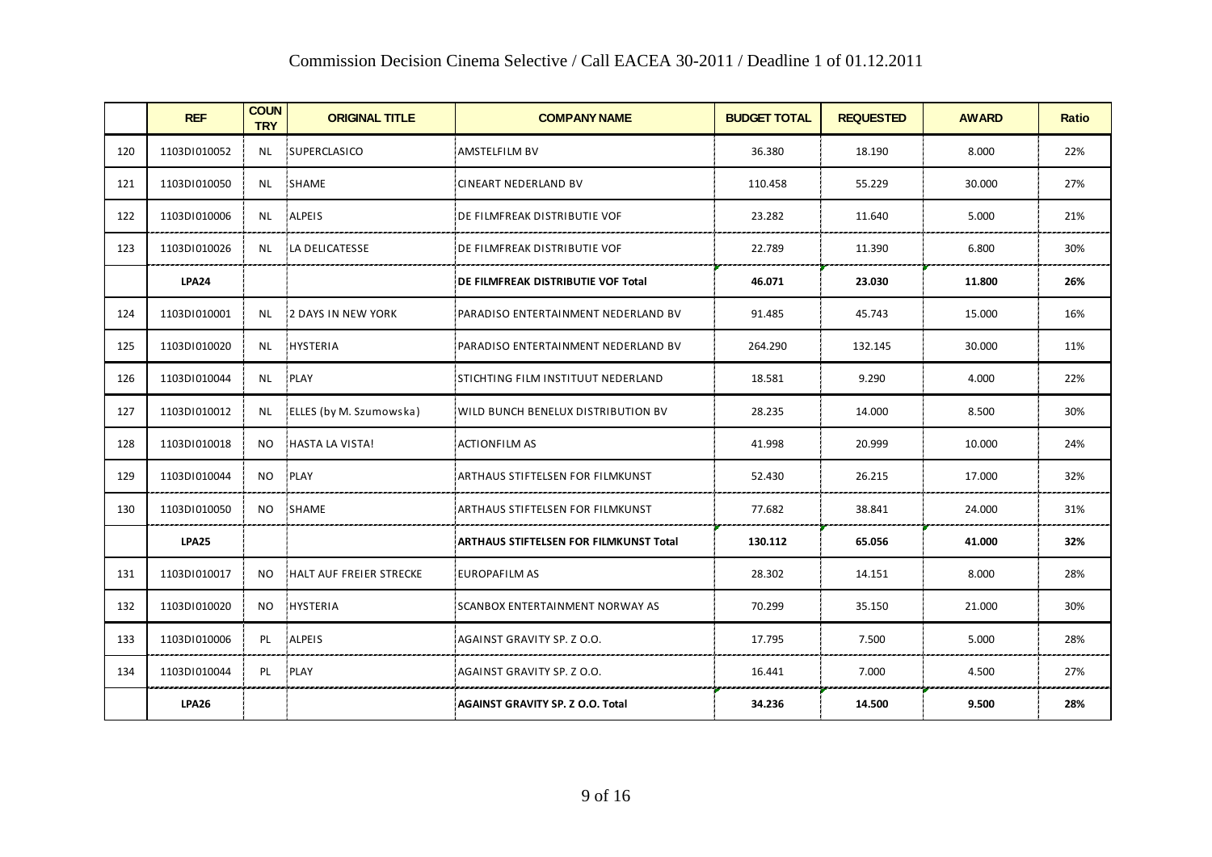# Commission Decision Cinema Selective / Call EACEA 30-2011 / Deadline 1 of 01.12.2011

| | REF | COUNTRY | ORIGINAL TITLE | COMPANY NAME | BUDGET TOTAL | REQUESTED | AWARD | Ratio |
|---|---|---|---|---|---|---|---|---|
| 120 | 1103DI010052 | NL | SUPERCLASICO | AMSTELFILM BV | 36.380 | 18.190 | 8.000 | 22% |
| 121 | 1103DI010050 | NL | SHAME | CINEART NEDERLAND BV | 110.458 | 55.229 | 30.000 | 27% |
| 122 | 1103DI010006 | NL | ALPEIS | DE FILMFREAK DISTRIBUTIE VOF | 23.282 | 11.640 | 5.000 | 21% |
| 123 | 1103DI010026 | NL | LA DELICATESSE | DE FILMFREAK DISTRIBUTIE VOF | 22.789 | 11.390 | 6.800 | 30% |
| | **LPA24** | | | **DE FILMFREAK DISTRIBUTIE VOF Total** | **46.071** | **23.030** | **11.800** | **26%** |
| 124 | 1103DI010001 | NL | 2 DAYS IN NEW YORK | PARADISO ENTERTAINMENT NEDERLAND BV | 91.485 | 45.743 | 15.000 | 16% |
| 125 | 1103DI010020 | NL | HYSTERIA | PARADISO ENTERTAINMENT NEDERLAND BV | 264.290 | 132.145 | 30.000 | 11% |
| 126 | 1103DI010044 | NL | PLAY | STICHTING FILM INSTITUUT NEDERLAND | 18.581 | 9.290 | 4.000 | 22% |
| 127 | 1103DI010012 | NL | ELLES (by M. Szumowska) | WILD BUNCH BENELUX DISTRIBUTION BV | 28.235 | 14.000 | 8.500 | 30% |
| 128 | 1103DI010018 | NO | HASTA LA VISTA! | ACTIONFILM AS | 41.998 | 20.999 | 10.000 | 24% |
| 129 | 1103DI010044 | NO | PLAY | ARTHAUS STIFTELSEN FOR FILMKUNST | 52.430 | 26.215 | 17.000 | 32% |
| 130 | 1103DI010050 | NO | SHAME | ARTHAUS STIFTELSEN FOR FILMKUNST | 77.682 | 38.841 | 24.000 | 31% |
| | **LPA25** | | | **ARTHAUS STIFTELSEN FOR FILMKUNST Total** | **130.112** | **65.056** | **41.000** | **32%** |
| 131 | 1103DI010017 | NO | HALT AUF FREIER STRECKE | EUROPAFILM AS | 28.302 | 14.151 | 8.000 | 28% |
| 132 | 1103DI010020 | NO | HYSTERIA | SCANBOX ENTERTAINMENT NORWAY AS | 70.299 | 35.150 | 21.000 | 30% |
| 133 | 1103DI010006 | PL | ALPEIS | AGAINST GRAVITY SP. Z O.O. | 17.795 | 7.500 | 5.000 | 28% |
| 134 | 1103DI010044 | PL | PLAY | AGAINST GRAVITY SP. Z O.O. | 16.441 | 7.000 | 4.500 | 27% |
| | **LPA26** | | | **AGAINST GRAVITY SP. Z O.O. Total** | **34.236** | **14.500** | **9.500** | **28%** |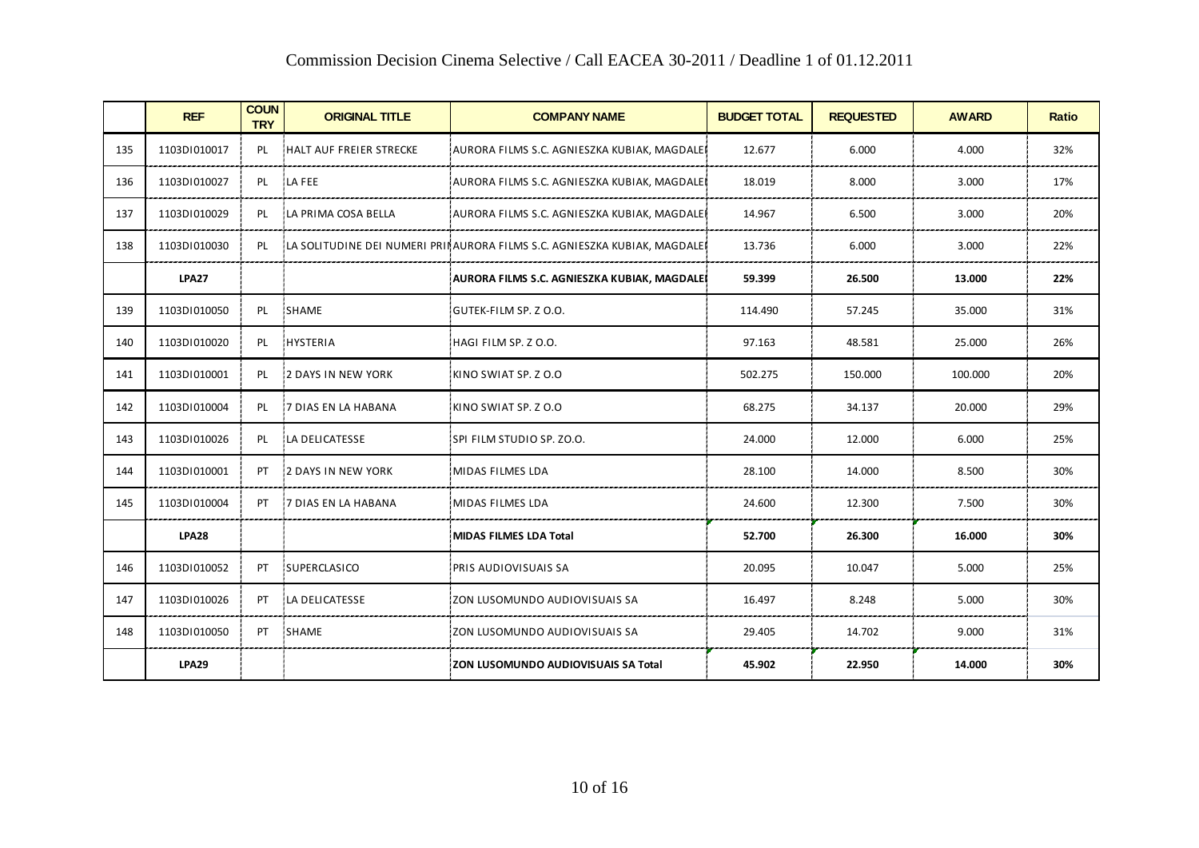# Commission Decision Cinema Selective / Call EACEA 30-2011 / Deadline 1 of 01.12.2011

| | REF | COUNTRY | ORIGINAL TITLE | COMPANY NAME | BUDGET TOTAL | REQUESTED | AWARD | Ratio |
|---|---|---|---|---|---|---|---|---|
| 135 | 1103DI010017 | PL | HALT AUF FREIER STRECKE | AURORA FILMS S.C. AGNIESZKA KUBIAK, MAGDALE | 12.677 | 6.000 | 4.000 | 32% |
| 136 | 1103DI010027 | PL | LA FEE | AURORA FILMS S.C. AGNIESZKA KUBIAK, MAGDALE | 18.019 | 8.000 | 3.000 | 17% |
| 137 | 1103DI010029 | PL | LA PRIMA COSA BELLA | AURORA FILMS S.C. AGNIESZKA KUBIAK, MAGDALE | 14.967 | 6.500 | 3.000 | 20% |
| 138 | 1103DI010030 | PL | LA SOLITUDINE DEI NUMERI PRI | AURORA FILMS S.C. AGNIESZKA KUBIAK, MAGDALE | 13.736 | 6.000 | 3.000 | 22% |
| | **LPA27** | | | **AURORA FILMS S.C. AGNIESZKA KUBIAK, MAGDALE** | **59.399** | **26.500** | **13.000** | **22%** |
| 139 | 1103DI010050 | PL | SHAME | GUTEK-FILM SP. Z O.O. | 114.490 | 57.245 | 35.000 | 31% |
| 140 | 1103DI010020 | PL | HYSTERIA | HAGI FILM SP. Z O.O. | 97.163 | 48.581 | 25.000 | 26% |
| 141 | 1103DI010001 | PL | 2 DAYS IN NEW YORK | KINO SWIAT SP. Z O.O | 502.275 | 150.000 | 100.000 | 20% |
| 142 | 1103DI010004 | PL | 7 DIAS EN LA HABANA | KINO SWIAT SP. Z O.O | 68.275 | 34.137 | 20.000 | 29% |
| 143 | 1103DI010026 | PL | LA DELICATESSE | SPI FILM STUDIO SP. ZO.O. | 24.000 | 12.000 | 6.000 | 25% |
| 144 | 1103DI010001 | PT | 2 DAYS IN NEW YORK | MIDAS FILMES LDA | 28.100 | 14.000 | 8.500 | 30% |
| 145 | 1103DI010004 | PT | 7 DIAS EN LA HABANA | MIDAS FILMES LDA | 24.600 | 12.300 | 7.500 | 30% |
| | **LPA28** | | | **MIDAS FILMES LDA Total** | **52.700** | **26.300** | **16.000** | **30%** |
| 146 | 1103DI010052 | PT | SUPERCLASICO | PRIS AUDIOVISUAIS SA | 20.095 | 10.047 | 5.000 | 25% |
| 147 | 1103DI010026 | PT | LA DELICATESSE | ZON LUSOMUNDO AUDIOVISUAIS SA | 16.497 | 8.248 | 5.000 | 30% |
| 148 | 1103DI010050 | PT | SHAME | ZON LUSOMUNDO AUDIOVISUAIS SA | 29.405 | 14.702 | 9.000 | 31% |
| | **LPA29** | | | **ZON LUSOMUNDO AUDIOVISUAIS SA Total** | **45.902** | **22.950** | **14.000** | **30%** |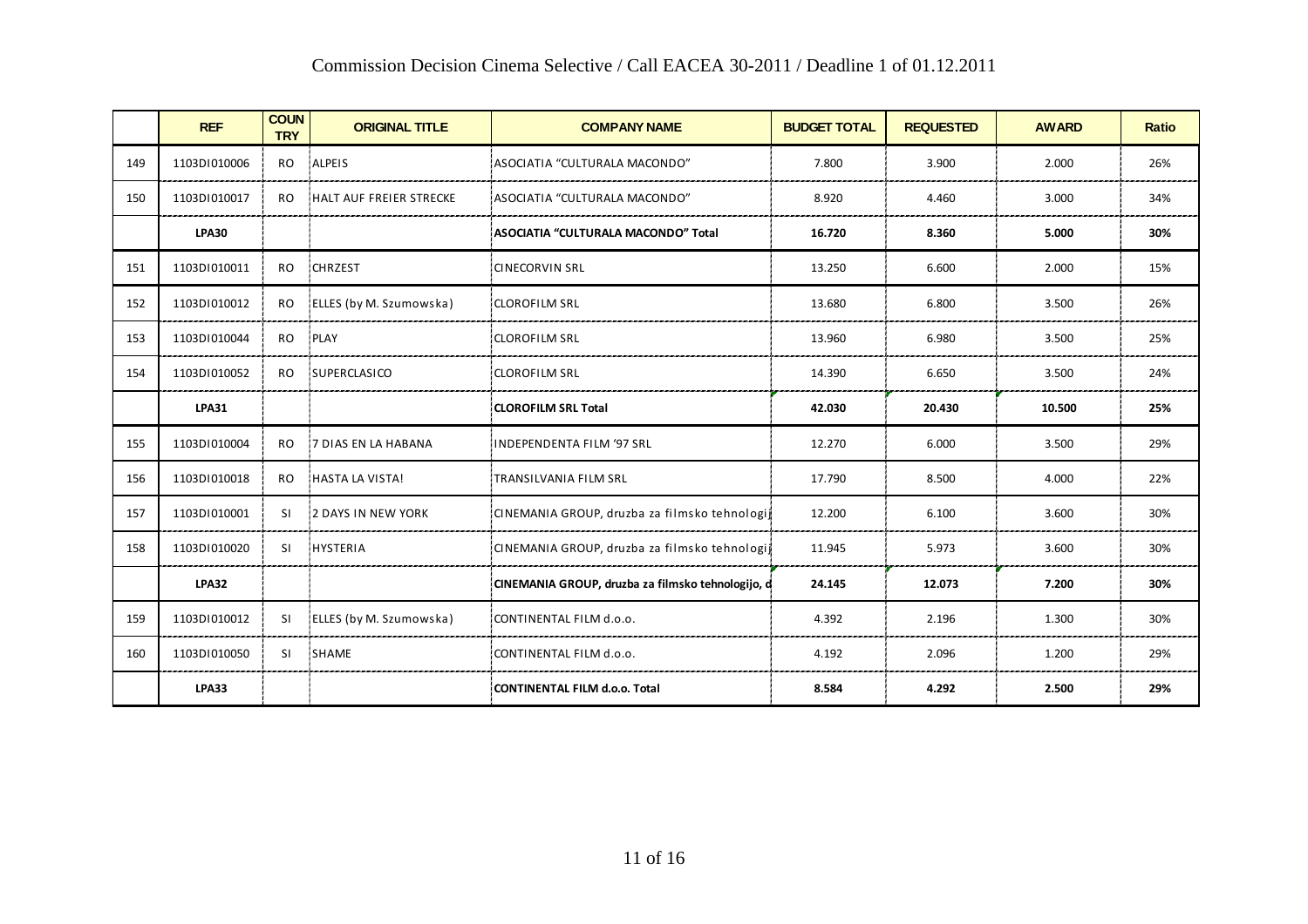# Commission Decision Cinema Selective / Call EACEA 30-2011 / Deadline 1 of 01.12.2011

| | REF | COUNTRY | ORIGINAL TITLE | COMPANY NAME | BUDGET TOTAL | REQUESTED | AWARD | Ratio |
|---|---|---|---|---|---|---|---|---|
| 149 | 1103DI010006 | RO | ALPEIS | ASOCIATIA "CULTURALA MACONDO" | 7.800 | 3.900 | 2.000 | 26% |
| 150 | 1103DI010017 | RO | HALT AUF FREIER STRECKE | ASOCIATIA "CULTURALA MACONDO" | 8.920 | 4.460 | 3.000 | 34% |
| | **LPA30** | | | **ASOCIATIA "CULTURALA MACONDO" Total** | **16.720** | **8.360** | **5.000** | **30%** |
| 151 | 1103DI010011 | RO | CHRZEST | CINECORVIN SRL | 13.250 | 6.600 | 2.000 | 15% |
| 152 | 1103DI010012 | RO | ELLES (by M. Szumowska) | CLOROFILM SRL | 13.680 | 6.800 | 3.500 | 26% |
| 153 | 1103DI010044 | RO | PLAY | CLOROFILM SRL | 13.960 | 6.980 | 3.500 | 25% |
| 154 | 1103DI010052 | RO | SUPERCLASICO | CLOROFILM SRL | 14.390 | 6.650 | 3.500 | 24% |
| | **LPA31** | | | **CLOROFILM SRL Total** | **42.030** | **20.430** | **10.500** | **25%** |
| 155 | 1103DI010004 | RO | 7 DIAS EN LA HABANA | INDEPENDENTA FILM '97 SRL | 12.270 | 6.000 | 3.500 | 29% |
| 156 | 1103DI010018 | RO | HASTA LA VISTA! | TRANSILVANIA FILM SRL | 17.790 | 8.500 | 4.000 | 22% |
| 157 | 1103DI010001 | SI | 2 DAYS IN NEW YORK | CINEMANIA GROUP, druzba za filmsko tehnologij | 12.200 | 6.100 | 3.600 | 30% |
| 158 | 1103DI010020 | SI | HYSTERIA | CINEMANIA GROUP, druzba za filmsko tehnologij | 11.945 | 5.973 | 3.600 | 30% |
| | **LPA32** | | | **CINEMANIA GROUP, druzba za filmsko tehnologijo, d** | **24.145** | **12.073** | **7.200** | **30%** |
| 159 | 1103DI010012 | SI | ELLES (by M. Szumowska) | CONTINENTAL FILM d.o.o. | 4.392 | 2.196 | 1.300 | 30% |
| 160 | 1103DI010050 | SI | SHAME | CONTINENTAL FILM d.o.o. | 4.192 | 2.096 | 1.200 | 29% |
| | **LPA33** | | | **CONTINENTAL FILM d.o.o. Total** | **8.584** | **4.292** | **2.500** | **29%** |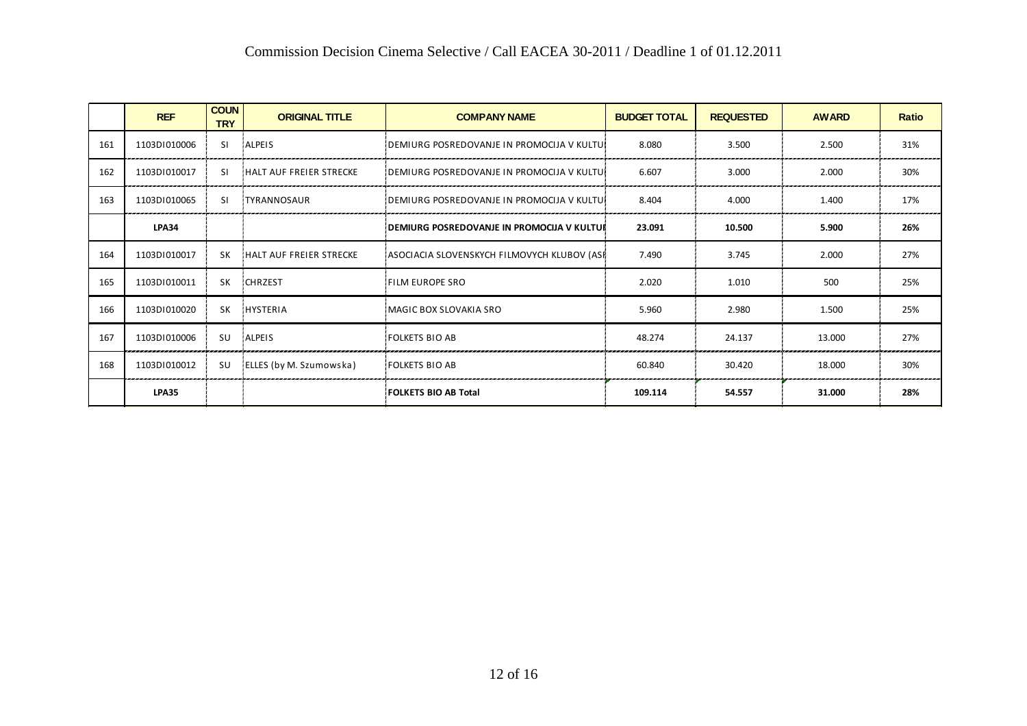# Commission Decision Cinema Selective / Call EACEA 30-2011 / Deadline 1 of 01.12.2011

| | REF | COUNTRY | ORIGINAL TITLE | COMPANY NAME | BUDGET TOTAL | REQUESTED | AWARD | Ratio |
|---|---|---|---|---|---|---|---|---|
| 161 | 1103DI010006 | SI | ALPEIS | DEMIURG POSREDOVANJE IN PROMOCIJA V KULTU | 8.080 | 3.500 | 2.500 | 31% |
| 162 | 1103DI010017 | SI | HALT AUF FREIER STRECKE | DEMIURG POSREDOVANJE IN PROMOCIJA V KULTU | 6.607 | 3.000 | 2.000 | 30% |
| 163 | 1103DI010065 | SI | TYRANNOSAUR | DEMIURG POSREDOVANJE IN PROMOCIJA V KULTU | 8.404 | 4.000 | 1.400 | 17% |
| | **LPA34** | | | **DEMIURG POSREDOVANJE IN PROMOCIJA V KULTUI** | **23.091** | **10.500** | **5.900** | **26%** |
| 164 | 1103DI010017 | SK | HALT AUF FREIER STRECKE | ASOCIACIA SLOVENSKYCH FILMOVYCH KLUBOV (ASF | 7.490 | 3.745 | 2.000 | 27% |
| 165 | 1103DI010011 | SK | CHRZEST | FILM EUROPE SRO | 2.020 | 1.010 | 500 | 25% |
| 166 | 1103DI010020 | SK | HYSTERIA | MAGIC BOX SLOVAKIA SRO | 5.960 | 2.980 | 1.500 | 25% |
| 167 | 1103DI010006 | SU | ALPEIS | FOLKETS BIO AB | 48.274 | 24.137 | 13.000 | 27% |
| 168 | 1103DI010012 | SU | ELLES (by M. Szumowska) | FOLKETS BIO AB | 60.840 | 30.420 | 18.000 | 30% |
| | **LPA35** | | | **FOLKETS BIO AB Total** | **109.114** | **54.557** | **31.000** | **28%** |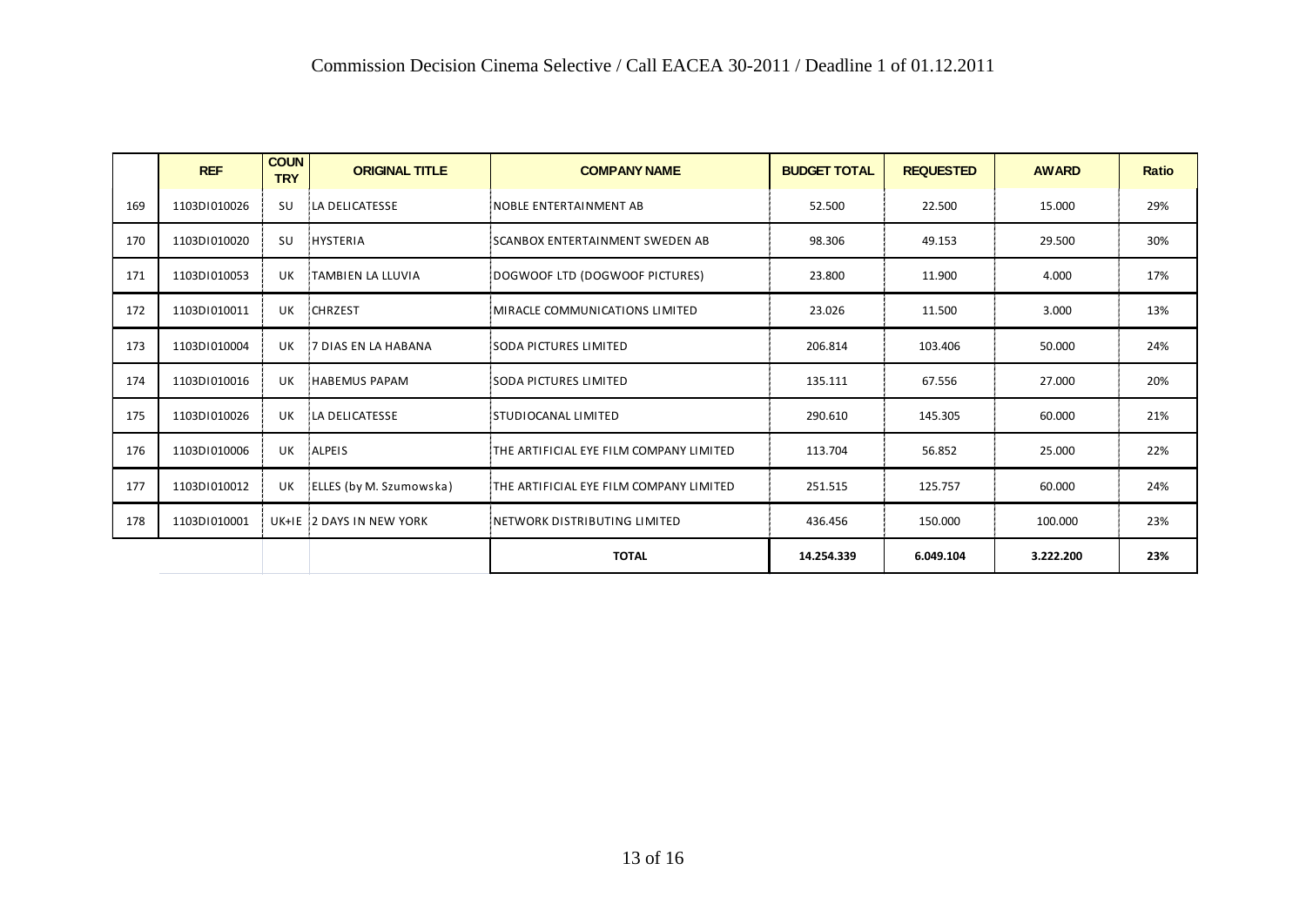# Commission Decision Cinema Selective / Call EACEA 30-2011 / Deadline 1 of 01.12.2011

| | REF | COUNTRY | ORIGINAL TITLE | COMPANY NAME | BUDGET TOTAL | REQUESTED | AWARD | Ratio |
|---|---|---|---|---|---|---|---|---|
| 169 | 1103DI010026 | SU | LA DELICATESSE | NOBLE ENTERTAINMENT AB | 52.500 | 22.500 | 15.000 | 29% |
| 170 | 1103DI010020 | SU | HYSTERIA | SCANBOX ENTERTAINMENT SWEDEN AB | 98.306 | 49.153 | 29.500 | 30% |
| 171 | 1103DI010053 | UK | TAMBIEN LA LLUVIA | DOGWOOF LTD (DOGWOOF PICTURES) | 23.800 | 11.900 | 4.000 | 17% |
| 172 | 1103DI010011 | UK | CHRZEST | MIRACLE COMMUNICATIONS LIMITED | 23.026 | 11.500 | 3.000 | 13% |
| 173 | 1103DI010004 | UK | 7 DIAS EN LA HABANA | SODA PICTURES LIMITED | 206.814 | 103.406 | 50.000 | 24% |
| 174 | 1103DI010016 | UK | HABEMUS PAPAM | SODA PICTURES LIMITED | 135.111 | 67.556 | 27.000 | 20% |
| 175 | 1103DI010026 | UK | LA DELICATESSE | STUDIOCANAL LIMITED | 290.610 | 145.305 | 60.000 | 21% |
| 176 | 1103DI010006 | UK | ALPEIS | THE ARTIFICIAL EYE FILM COMPANY LIMITED | 113.704 | 56.852 | 25.000 | 22% |
| 177 | 1103DI010012 | UK | ELLES (by M. Szumowska) | THE ARTIFICIAL EYE FILM COMPANY LIMITED | 251.515 | 125.757 | 60.000 | 24% |
| 178 | 1103DI010001 | UK+IE | 2 DAYS IN NEW YORK | NETWORK DISTRIBUTING LIMITED | 436.456 | 150.000 | 100.000 | 23% |
| | | | | **TOTAL** | **14.254.339** | **6.049.104** | **3.222.200** | **23%** |